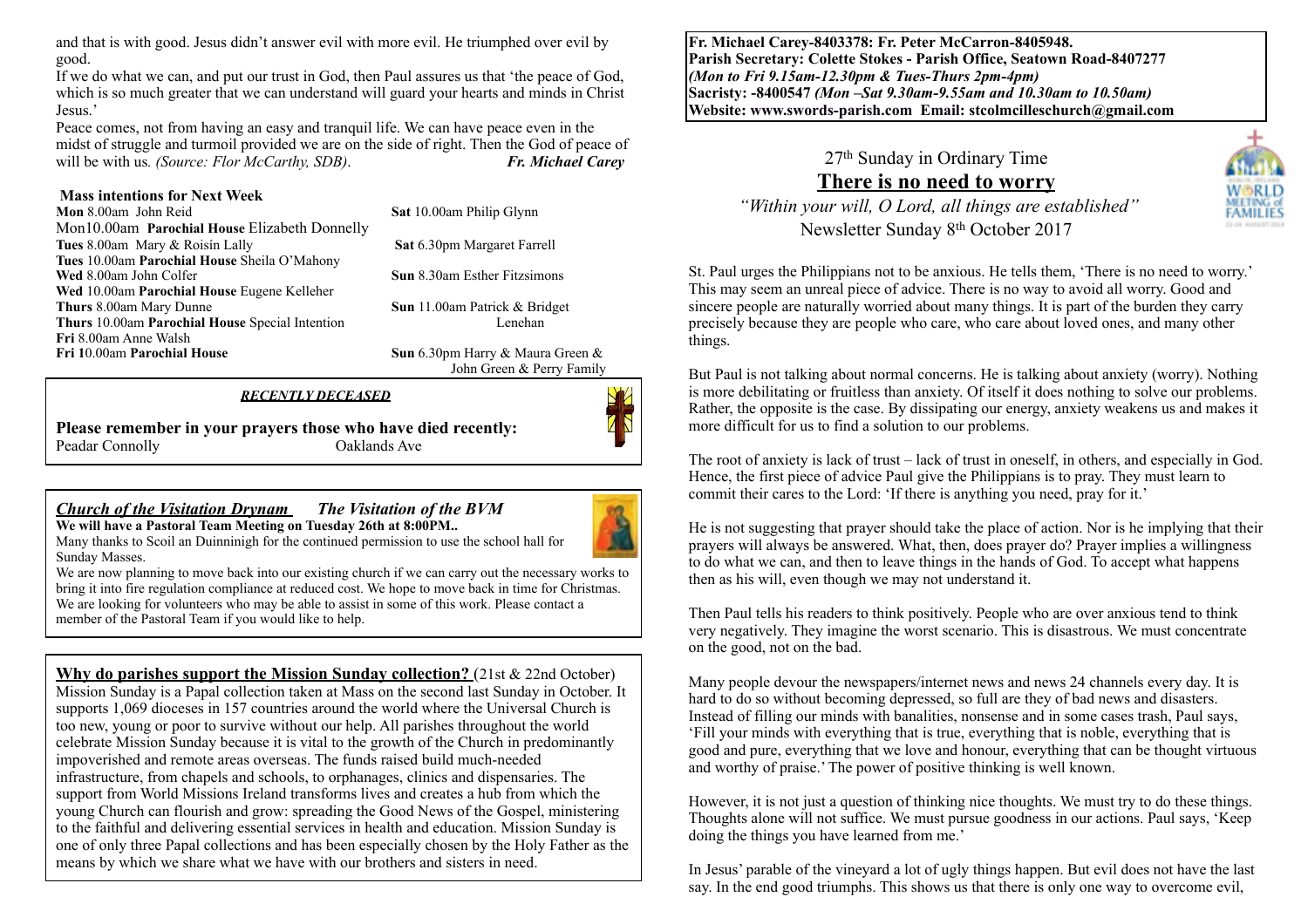and that is with good. Jesus didn't answer evil with more evil. He triumphed over evil by good.

If we do what we can, and put our trust in God, then Paul assures us that 'the peace of God, which is so much greater that we can understand will guard your hearts and minds in Christ Jesus.'

Peace comes, not from having an easy and tranquil life. We can have peace even in the midst of struggle and turmoil provided we are on the side of right. Then the God of peace of will be with us. *(Source: Flor McCarthy, SDB)*. ***Fr. Michael Carey***

**Mass intentions for Next Week**

**Mon** 8.00am John Reid
Mon10.00am **Parochial House** Elizabeth Donnelly
**Tues** 8.00am Mary & Roisín Lally
**Tues** 10.00am **Parochial House** Sheila O'Mahony
**Wed** 8.00am John Colfer
**Wed** 10.00am **Parochial House** Eugene Kelleher
**Thurs** 8.00am Mary Dunne
**Thurs** 10.00am **Parochial House** Special Intention
**Fri** 8.00am Anne Walsh
**Fri 1**0.00am **Parochial House**

**Sat** 10.00am Philip Glynn
**Sat** 6.30pm Margaret Farrell
**Sun** 8.30am Esther Fitzsimons
**Sun** 11.00am Patrick & Bridget Lenehan
**Sun** 6.30pm Harry & Maura Green & John Green & Perry Family

***RECENTLY DECEASED***

**Please remember in your prayers those who have died recently:**
Peadar Connolly Oaklands Ave

***Church of the Visitation Drynam The Visitation of the BVM***

**We will have a Pastoral Team Meeting on Tuesday 26th at 8:00PM..**

Many thanks to Scoil an Duinninigh for the continued permission to use the school hall for Sunday Masses.

We are now planning to move back into our existing church if we can carry out the necessary works to bring it into fire regulation compliance at reduced cost. We hope to move back in time for Christmas. We are looking for volunteers who may be able to assist in some of this work. Please contact a member of the Pastoral Team if you would like to help.

**Why do parishes support the Mission Sunday collection?** (21st & 22nd October)
Mission Sunday is a Papal collection taken at Mass on the second last Sunday in October. It supports 1,069 dioceses in 157 countries around the world where the Universal Church is too new, young or poor to survive without our help. All parishes throughout the world celebrate Mission Sunday because it is vital to the growth of the Church in predominantly impoverished and remote areas overseas. The funds raised build much-needed infrastructure, from chapels and schools, to orphanages, clinics and dispensaries. The support from World Missions Ireland transforms lives and creates a hub from which the young Church can flourish and grow: spreading the Good News of the Gospel, ministering to the faithful and delivering essential services in health and education. Mission Sunday is one of only three Papal collections and has been especially chosen by the Holy Father as the means by which we share what we have with our brothers and sisters in need.

**Fr. Michael Carey-8403378: Fr. Peter McCarron-8405948.**
**Parish Secretary: Colette Stokes - Parish Office, Seatown Road-8407277**
***(Mon to Fri 9.15am-12.30pm & Tues-Thurs 2pm-4pm)***
**Sacristy: -8400547** ***(Mon –Sat 9.30am-9.55am and 10.30am to 10.50am)***
**Website: www.swords-parish.com Email: stcolmcilleschurch@gmail.com**

27th Sunday in Ordinary Time

# There is no need to worry

*"Within your will, O Lord, all things are established"*

Newsletter Sunday 8th October 2017

St. Paul urges the Philippians not to be anxious. He tells them, 'There is no need to worry.' This may seem an unreal piece of advice. There is no way to avoid all worry. Good and sincere people are naturally worried about many things. It is part of the burden they carry precisely because they are people who care, who care about loved ones, and many other things.

But Paul is not talking about normal concerns. He is talking about anxiety (worry). Nothing is more debilitating or fruitless than anxiety. Of itself it does nothing to solve our problems. Rather, the opposite is the case. By dissipating our energy, anxiety weakens us and makes it more difficult for us to find a solution to our problems.

The root of anxiety is lack of trust – lack of trust in oneself, in others, and especially in God. Hence, the first piece of advice Paul give the Philippians is to pray. They must learn to commit their cares to the Lord: 'If there is anything you need, pray for it.'

He is not suggesting that prayer should take the place of action. Nor is he implying that their prayers will always be answered. What, then, does prayer do? Prayer implies a willingness to do what we can, and then to leave things in the hands of God. To accept what happens then as his will, even though we may not understand it.

Then Paul tells his readers to think positively. People who are over anxious tend to think very negatively. They imagine the worst scenario. This is disastrous. We must concentrate on the good, not on the bad.

Many people devour the newspapers/internet news and news 24 channels every day. It is hard to do so without becoming depressed, so full are they of bad news and disasters. Instead of filling our minds with banalities, nonsense and in some cases trash, Paul says, 'Fill your minds with everything that is true, everything that is noble, everything that is good and pure, everything that we love and honour, everything that can be thought virtuous and worthy of praise.' The power of positive thinking is well known.

However, it is not just a question of thinking nice thoughts. We must try to do these things. Thoughts alone will not suffice. We must pursue goodness in our actions. Paul says, 'Keep doing the things you have learned from me.'

In Jesus' parable of the vineyard a lot of ugly things happen. But evil does not have the last say. In the end good triumphs. This shows us that there is only one way to overcome evil,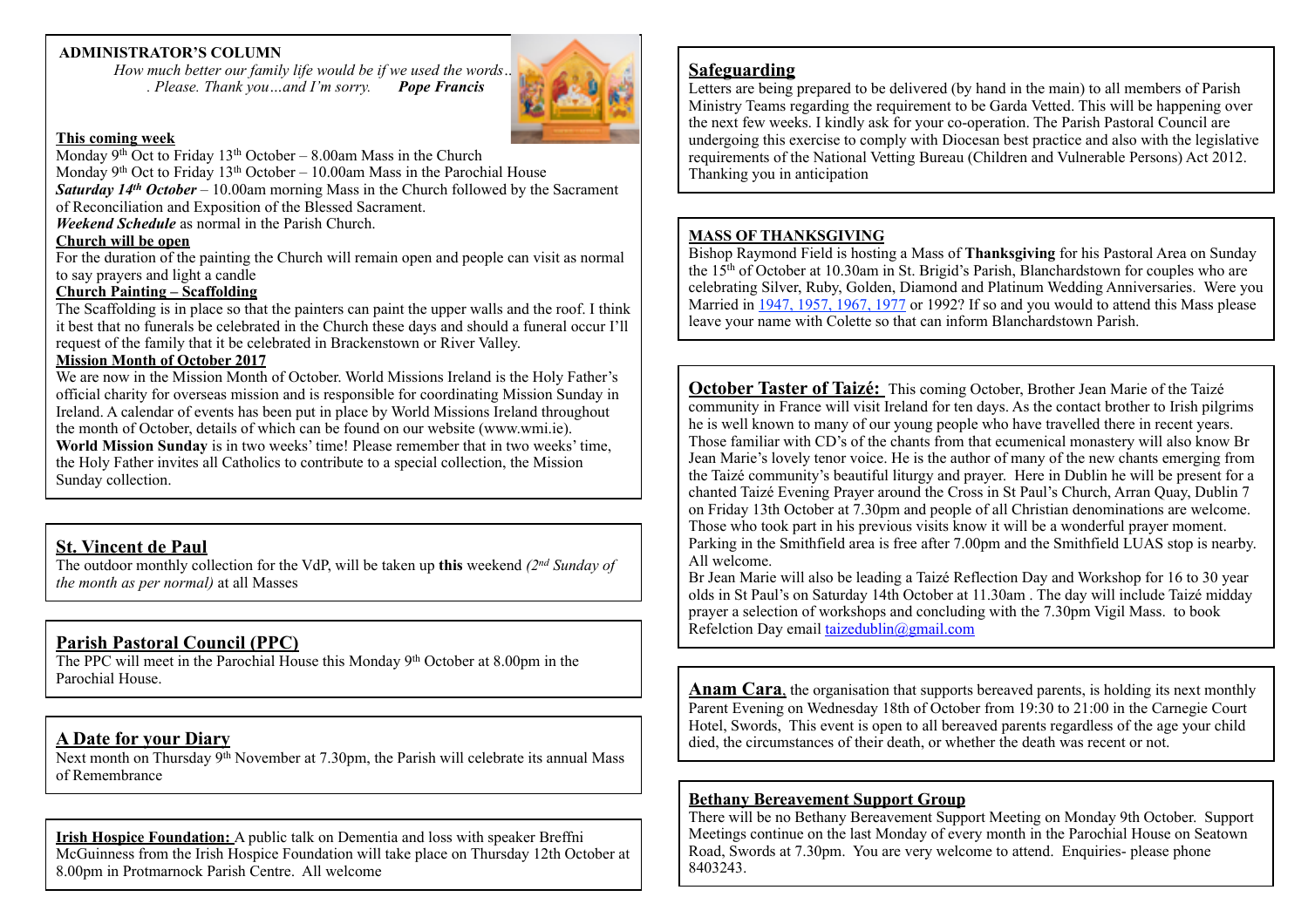**ADMINISTRATOR'S COLUMN**

*How much better our family life would be if we used the words… . Please. Thank you…and I'm sorry.* ***Pope Francis***

**This coming week**

Monday 9th Oct to Friday 13th October – 8.00am Mass in the Church
Monday 9th Oct to Friday 13th October – 10.00am Mass in the Parochial House
***Saturday 14th October*** – 10.00am morning Mass in the Church followed by the Sacrament of Reconciliation and Exposition of the Blessed Sacrament.
***Weekend Schedule*** as normal in the Parish Church.

**Church will be open**

For the duration of the painting the Church will remain open and people can visit as normal to say prayers and light a candle

**Church Painting – Scaffolding**

The Scaffolding is in place so that the painters can paint the upper walls and the roof. I think it best that no funerals be celebrated in the Church these days and should a funeral occur I'll request of the family that it be celebrated in Brackenstown or River Valley.

**Mission Month of October 2017**

We are now in the Mission Month of October. World Missions Ireland is the Holy Father's official charity for overseas mission and is responsible for coordinating Mission Sunday in Ireland. A calendar of events has been put in place by World Missions Ireland throughout the month of October, details of which can be found on our website (www.wmi.ie).
**World Mission Sunday** is in two weeks' time! Please remember that in two weeks' time, the Holy Father invites all Catholics to contribute to a special collection, the Mission Sunday collection.

## St. Vincent de Paul

The outdoor monthly collection for the VdP, will be taken up **this** weekend *(2nd Sunday of the month as per normal)* at all Masses

## Parish Pastoral Council (PPC)

The PPC will meet in the Parochial House this Monday 9th October at 8.00pm in the Parochial House.

## A Date for your Diary

Next month on Thursday 9th November at 7.30pm, the Parish will celebrate its annual Mass of Remembrance

**Irish Hospice Foundation:** A public talk on Dementia and loss with speaker Breffni McGuinness from the Irish Hospice Foundation will take place on Thursday 12th October at 8.00pm in Protmarnock Parish Centre. All welcome

## Safeguarding

Letters are being prepared to be delivered (by hand in the main) to all members of Parish Ministry Teams regarding the requirement to be Garda Vetted. This will be happening over the next few weeks. I kindly ask for your co-operation. The Parish Pastoral Council are undergoing this exercise to comply with Diocesan best practice and also with the legislative requirements of the National Vetting Bureau (Children and Vulnerable Persons) Act 2012. Thanking you in anticipation

**MASS OF THANKSGIVING**

Bishop Raymond Field is hosting a Mass of **Thanksgiving** for his Pastoral Area on Sunday the 15th of October at 10.30am in St. Brigid's Parish, Blanchardstown for couples who are celebrating Silver, Ruby, Golden, Diamond and Platinum Wedding Anniversaries. Were you Married in 1947, 1957, 1967, 1977 or 1992? If so and you would to attend this Mass please leave your name with Colette so that can inform Blanchardstown Parish.

**October Taster of Taizé:** This coming October, Brother Jean Marie of the Taizé community in France will visit Ireland for ten days. As the contact brother to Irish pilgrims he is well known to many of our young people who have travelled there in recent years. Those familiar with CD's of the chants from that ecumenical monastery will also know Br Jean Marie's lovely tenor voice. He is the author of many of the new chants emerging from the Taizé community's beautiful liturgy and prayer. Here in Dublin he will be present for a chanted Taizé Evening Prayer around the Cross in St Paul's Church, Arran Quay, Dublin 7 on Friday 13th October at 7.30pm and people of all Christian denominations are welcome. Those who took part in his previous visits know it will be a wonderful prayer moment. Parking in the Smithfield area is free after 7.00pm and the Smithfield LUAS stop is nearby. All welcome.

Br Jean Marie will also be leading a Taizé Reflection Day and Workshop for 16 to 30 year olds in St Paul's on Saturday 14th October at 11.30am . The day will include Taizé midday prayer a selection of workshops and concluding with the 7.30pm Vigil Mass. to book Refelction Day email taizedublin@gmail.com

**Anam Cara**, the organisation that supports bereaved parents, is holding its next monthly Parent Evening on Wednesday 18th of October from 19:30 to 21:00 in the Carnegie Court Hotel, Swords, This event is open to all bereaved parents regardless of the age your child died, the circumstances of their death, or whether the death was recent or not.

**Bethany Bereavement Support Group**

There will be no Bethany Bereavement Support Meeting on Monday 9th October. Support Meetings continue on the last Monday of every month in the Parochial House on Seatown Road, Swords at 7.30pm. You are very welcome to attend. Enquiries- please phone 8403243.